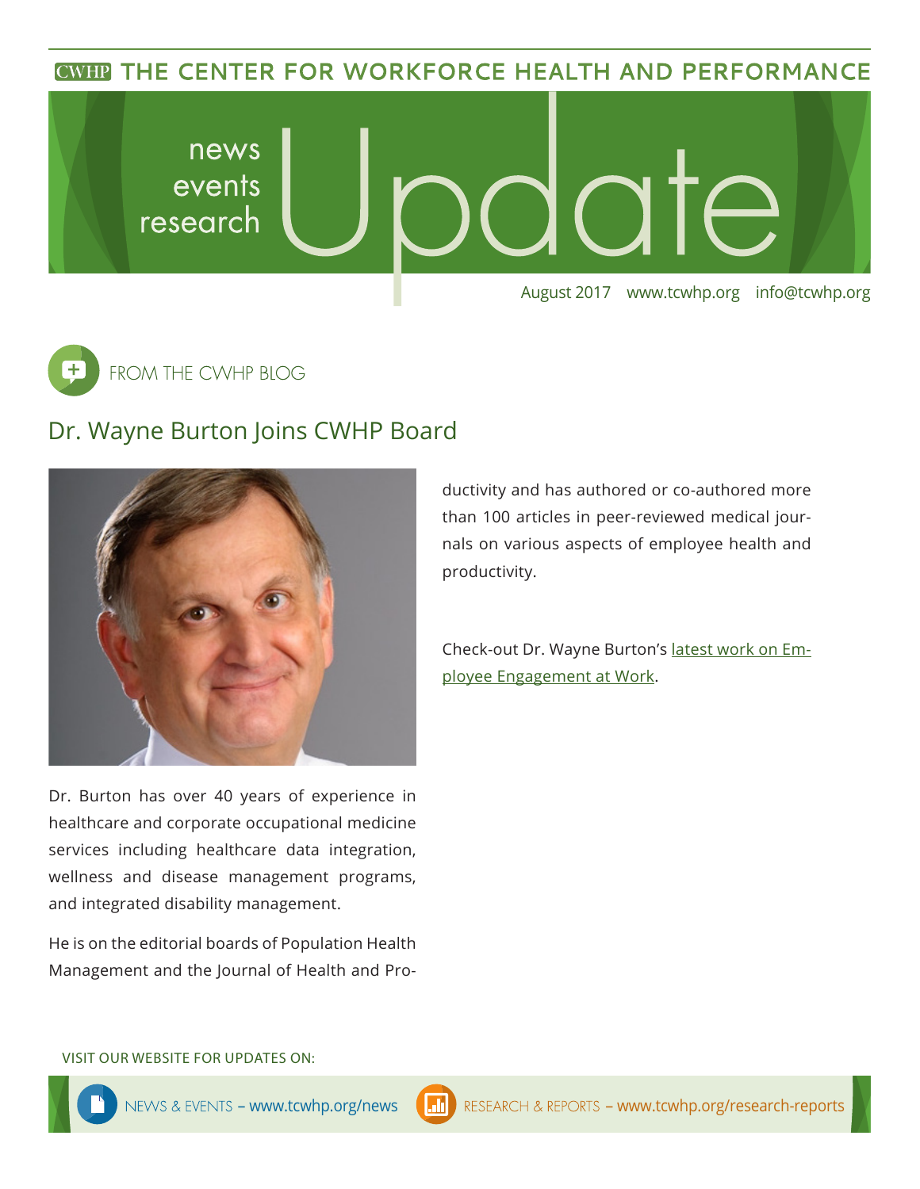CWHP THE CENTER FOR WORKFORCE HEALTH AND PERFORMANCE

# news events research Update

August 2017 www.tcwhp.org info@tcwhp.org

FROM THE CWHP BLOG

## Dr. Wayne Burton Joins CWHP Board

Dr. Burton has over 40 years of experience in healthcare and corporate occupational medicine services including healthcare data integration, wellness and disease management programs, and integrated disability management.

He is on the editorial boards of Population Health Management and the Journal of Health and Productivity and has authored or co-authored more than 100 articles in peer-reviewed medical journals on various aspects of employee health and productivity.

Check-out Dr. Wayne Burton's latest work on Employee Engagement at Work.

VISIT OUR WEBSITE FOR UPDATES ON:

NEWS & EVENTS – www.tcwhp.org/news

RESEARCH & REPORTS – www.tcwhp.org/research-reports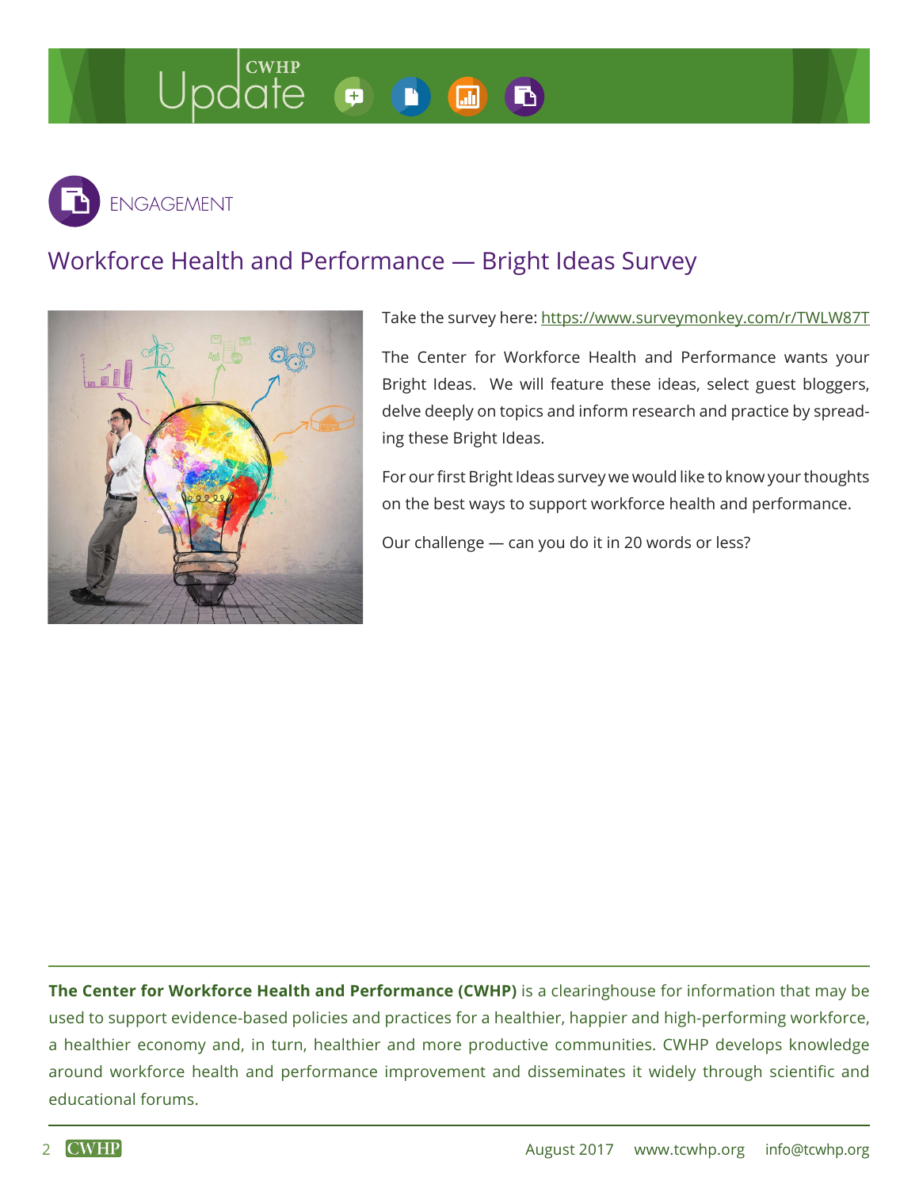## ENGAGEMENT

# Workforce Health and Performance — Bright Ideas Survey

Take the survey here: https://www.surveymonkey.com/r/TWLW87T

The Center for Workforce Health and Performance wants your Bright Ideas. We will feature these ideas, select guest bloggers, delve deeply on topics and inform research and practice by spreading these Bright Ideas.

For our first Bright Ideas survey we would like to know your thoughts on the best ways to support workforce health and performance.

Our challenge — can you do it in 20 words or less?

**The Center for Workforce Health and Performance (CWHP)** is a clearinghouse for information that may be used to support evidence-based policies and practices for a healthier, happier and high-performing workforce, a healthier economy and, in turn, healthier and more productive communities. CWHP develops knowledge around workforce health and performance improvement and disseminates it widely through scientific and educational forums.